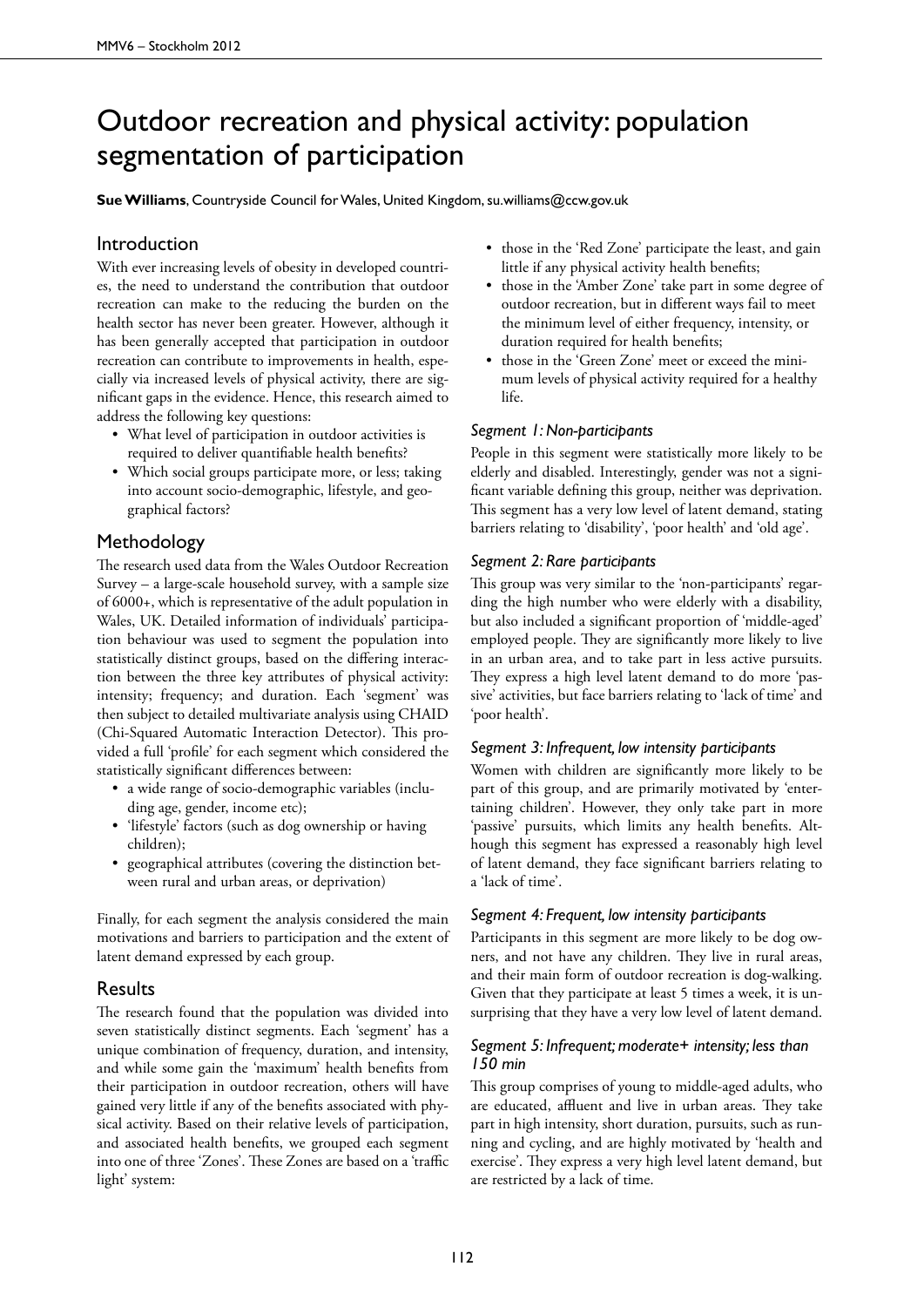# Outdoor recreation and physical activity: population segmentation of participation

**Sue Williams**, Countryside Council for Wales, United Kingdom, su.williams@ccw.gov.uk

## Introduction

With ever increasing levels of obesity in developed countries, the need to understand the contribution that outdoor recreation can make to the reducing the burden on the health sector has never been greater. However, although it has been generally accepted that participation in outdoor recreation can contribute to improvements in health, especially via increased levels of physical activity, there are significant gaps in the evidence. Hence, this research aimed to address the following key questions:

- What level of participation in outdoor activities is required to deliver quantifiable health benefits?
- Which social groups participate more, or less; taking into account socio-demographic, lifestyle, and geographical factors?

## Methodology

The research used data from the Wales Outdoor Recreation Survey – a large-scale household survey, with a sample size of 6000+, which is representative of the adult population in Wales, UK. Detailed information of individuals' participation behaviour was used to segment the population into statistically distinct groups, based on the differing interaction between the three key attributes of physical activity: intensity; frequency; and duration. Each 'segment' was then subject to detailed multivariate analysis using CHAID (Chi-Squared Automatic Interaction Detector). This provided a full 'profile' for each segment which considered the statistically significant differences between:

- a wide range of socio-demographic variables (including age, gender, income etc);
- 'lifestyle' factors (such as dog ownership or having children);
- geographical attributes (covering the distinction between rural and urban areas, or deprivation)

Finally, for each segment the analysis considered the main motivations and barriers to participation and the extent of latent demand expressed by each group.

## Results

The research found that the population was divided into seven statistically distinct segments. Each 'segment' has a unique combination of frequency, duration, and intensity, and while some gain the 'maximum' health benefits from their participation in outdoor recreation, others will have gained very little if any of the benefits associated with physical activity. Based on their relative levels of participation, and associated health benefits, we grouped each segment into one of three 'Zones'. These Zones are based on a 'traffic light' system:

- those in the 'Red Zone' participate the least, and gain little if any physical activity health benefits;
- those in the 'Amber Zone' take part in some degree of outdoor recreation, but in different ways fail to meet the minimum level of either frequency, intensity, or duration required for health benefits;
- those in the 'Green Zone' meet or exceed the minimum levels of physical activity required for a healthy life.

### *Segment 1: Non-participants*

People in this segment were statistically more likely to be elderly and disabled. Interestingly, gender was not a significant variable defining this group, neither was deprivation. This segment has a very low level of latent demand, stating barriers relating to 'disability', 'poor health' and 'old age'.

### *Segment 2: Rare participants*

This group was very similar to the 'non-participants' regarding the high number who were elderly with a disability, but also included a significant proportion of 'middle-aged' employed people. They are significantly more likely to live in an urban area, and to take part in less active pursuits. They express a high level latent demand to do more 'passive' activities, but face barriers relating to 'lack of time' and 'poor health'.

### *Segment 3: Infrequent, low intensity participants*

Women with children are significantly more likely to be part of this group, and are primarily motivated by 'entertaining children'. However, they only take part in more 'passive' pursuits, which limits any health benefits. Although this segment has expressed a reasonably high level of latent demand, they face significant barriers relating to a 'lack of time'.

### *Segment 4: Frequent, low intensity participants*

Participants in this segment are more likely to be dog owners, and not have any children. They live in rural areas, and their main form of outdoor recreation is dog-walking. Given that they participate at least 5 times a week, it is unsurprising that they have a very low level of latent demand.

### *Segment 5: Infrequent; moderate+ intensity; less than 150 min*

This group comprises of young to middle-aged adults, who are educated, affluent and live in urban areas. They take part in high intensity, short duration, pursuits, such as running and cycling, and are highly motivated by 'health and exercise'. They express a very high level latent demand, but are restricted by a lack of time.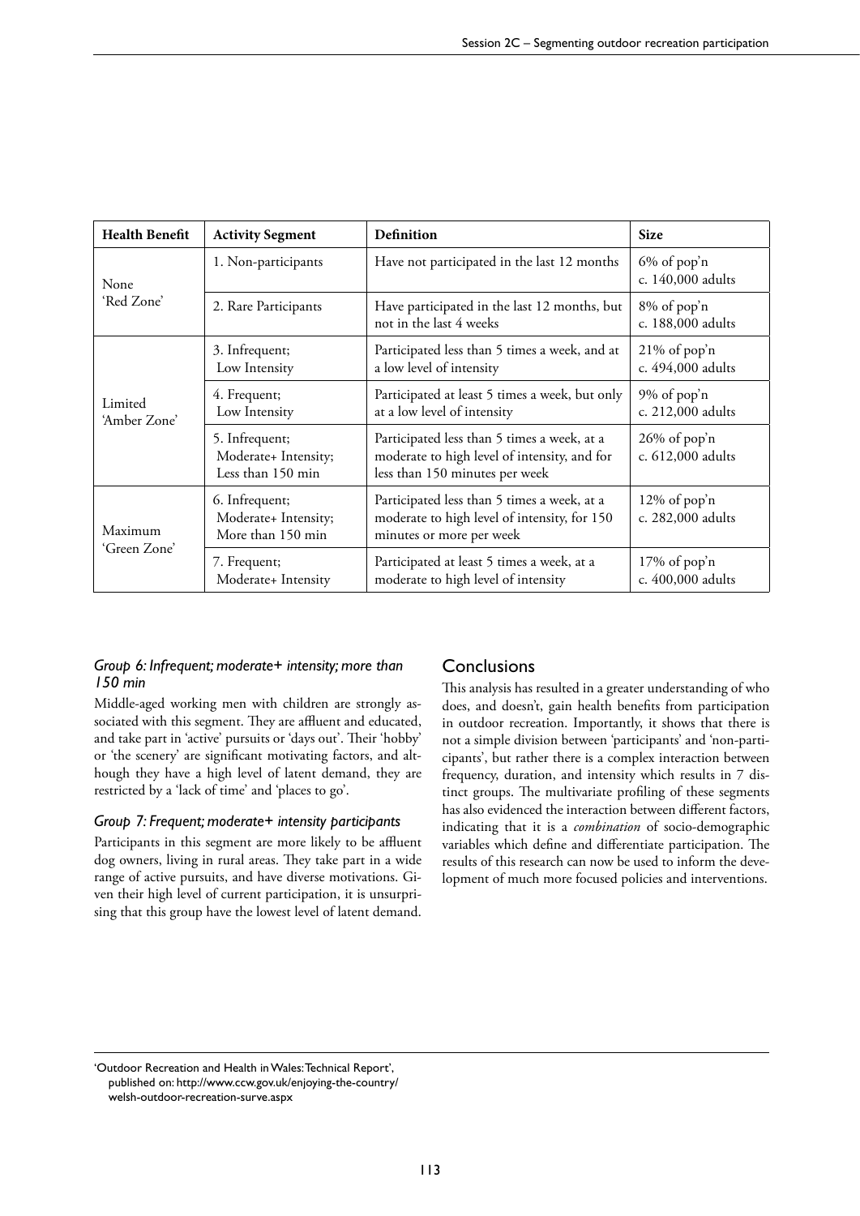| Health Benefit | Activity Segment | Definition | Size |
|---|---|---|---|
| None 'Red Zone' | 1. Non-participants | Have not participated in the last 12 months | 6% of pop'n c. 140,000 adults |
| | 2. Rare Participants | Have participated in the last 12 months, but not in the last 4 weeks | 8% of pop'n c. 188,000 adults |
| Limited 'Amber Zone' | 3. Infrequent; Low Intensity | Participated less than 5 times a week, and at a low level of intensity | 21% of pop'n c. 494,000 adults |
| | 4. Frequent; Low Intensity | Participated at least 5 times a week, but only at a low level of intensity | 9% of pop'n c. 212,000 adults |
| | 5. Infrequent; Moderate+ Intensity; Less than 150 min | Participated less than 5 times a week, at a moderate to high level of intensity, and for less than 150 minutes per week | 26% of pop'n c. 612,000 adults |
| Maximum 'Green Zone' | 6. Infrequent; Moderate+ Intensity; More than 150 min | Participated less than 5 times a week, at a moderate to high level of intensity, for 150 minutes or more per week | 12% of pop'n c. 282,000 adults |
| | 7. Frequent; Moderate+ Intensity | Participated at least 5 times a week, at a moderate to high level of intensity | 17% of pop'n c. 400,000 adults |

### *Group 6: Infrequent; moderate+ intensity; more than 150 min*

Middle-aged working men with children are strongly associated with this segment. They are affluent and educated, and take part in 'active' pursuits or 'days out'. Their 'hobby' or 'the scenery' are significant motivating factors, and although they have a high level of latent demand, they are restricted by a 'lack of time' and 'places to go'.

### *Group 7: Frequent; moderate+ intensity participants*

Participants in this segment are more likely to be affluent dog owners, living in rural areas. They take part in a wide range of active pursuits, and have diverse motivations. Given their high level of current participation, it is unsurprising that this group have the lowest level of latent demand.

## Conclusions

This analysis has resulted in a greater understanding of who does, and doesn't, gain health benefits from participation in outdoor recreation. Importantly, it shows that there is not a simple division between 'participants' and 'non-participants', but rather there is a complex interaction between frequency, duration, and intensity which results in 7 distinct groups. The multivariate profiling of these segments has also evidenced the interaction between different factors, indicating that it is a *combination* of socio-demographic variables which define and differentiate participation. The results of this research can now be used to inform the development of much more focused policies and interventions.

'Outdoor Recreation and Health in Wales: Technical Report', published on: http://www.ccw.gov.uk/enjoying-the-country/welsh-outdoor-recreation-surve.aspx